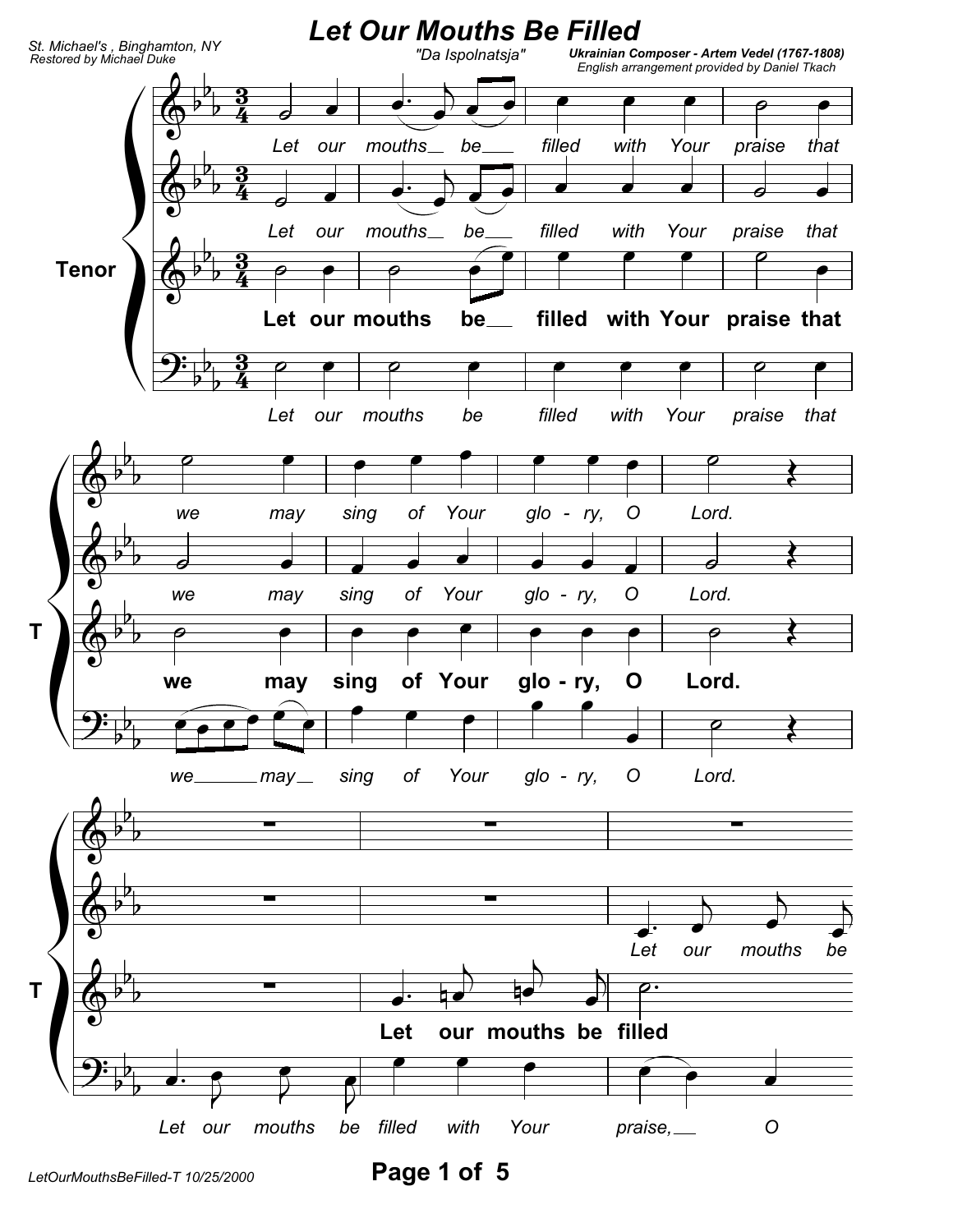# Let Our Mouths Be Filled

St. Michael's , Binghamton, NY
Restored by Michael Duke

"Da Ispolnatsja"

**Ukrainian Composer - Artem Vedel (1767-1808)**
English arrangement provided by Daniel Tkach

Tenor

*Let our mouths be filled with Your praise that we may sing of Your glory, O Lord.*

**Let our mouths be filled with Your praise that we may sing of Your glory, O Lord.**

*we may sing of Your glo - ry, O Lord.*

*Let our mouths be filled with Your praise, O*

**Let our mouths be filled**

*Let our mouths be*

LetOurMouthsBeFilled-T 10/25/2000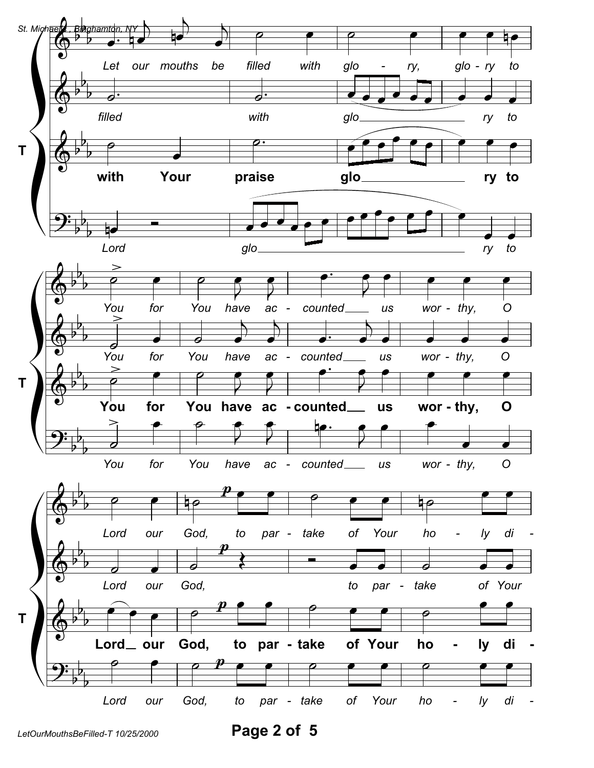Let our mouths be filled with glo - ry, glo - ry to

filled with glo ry to

**with Your praise glo ry to**

Lord glo ry to

You for You have ac - counted us wor - thy, O

You for You have ac - counted us wor - thy, O

**You for You have ac - counted us wor - thy, O**

You for You have ac - counted us wor - thy, O

Lord our God, to par - take of Your ho - ly di -

Lord our God, to par - take of Your

**Lord our God, to par - take of Your ho - ly di -**

Lord our God, to par - take of Your ho - ly di -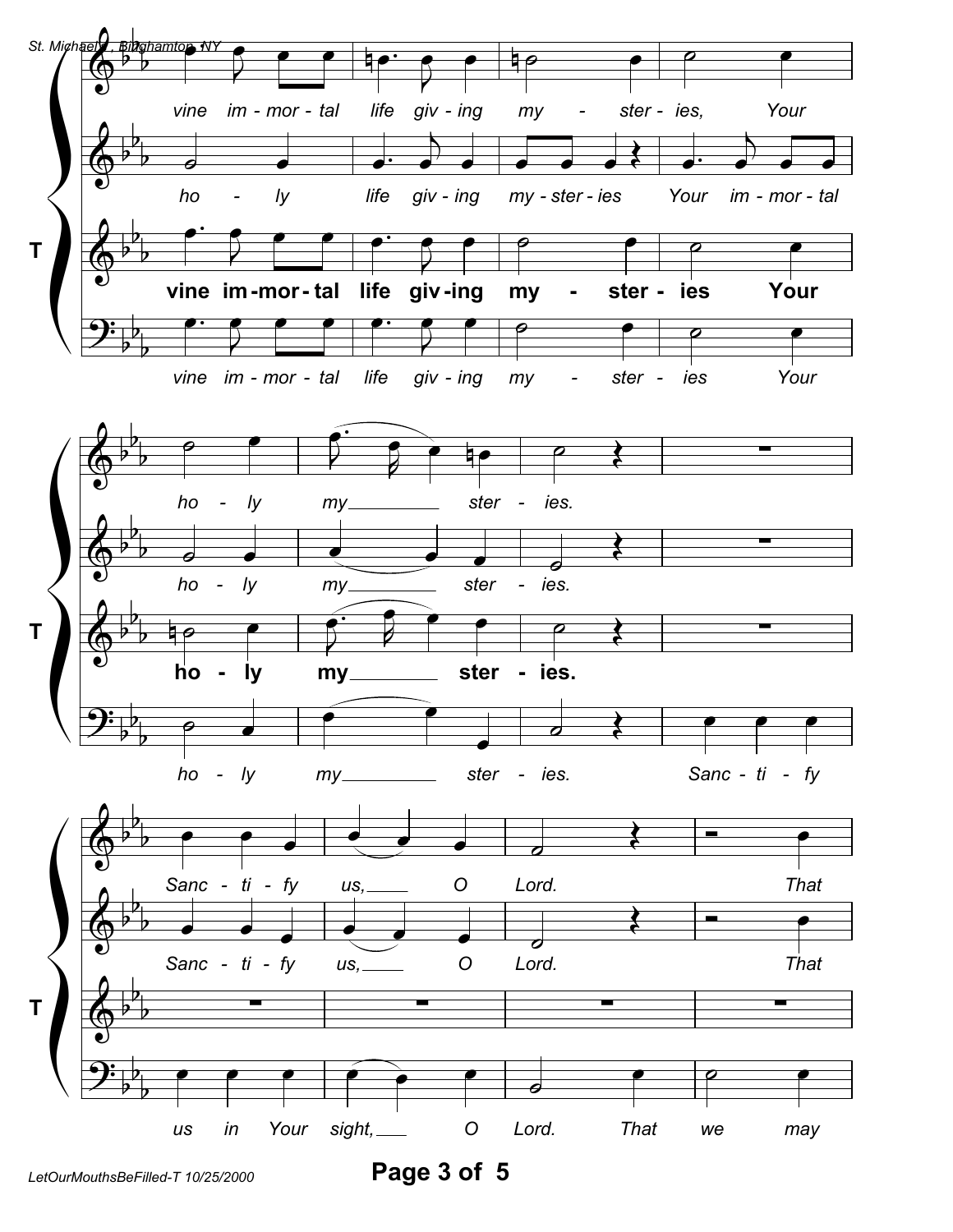vine im - mor - tal life giv - ing my - ster - ies, Your

ho - ly life giv - ing my - ster - ies Your im - mor - tal

**T** **vine im - mor - tal life giv - ing my - ster - ies Your**

vine im - mor - tal life giv - ing my - ster - ies Your

ho - ly my ster - ies.

ho - ly my ster - ies.

**T** **ho - ly my ster - ies.**

ho - ly my ster - ies. Sanc - ti - fy

Sanc - ti - fy us, O Lord. That

Sanc - ti - fy us, O Lord. That

**T**

us in Your sight, O Lord. That we may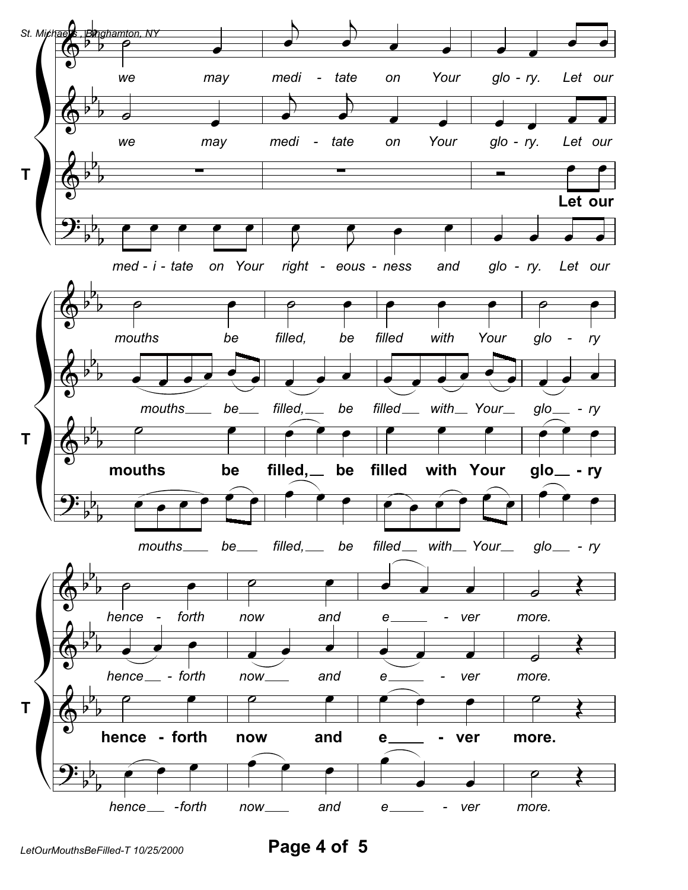we may medi - tate on Your glo - ry. Let our

we may medi - tate on Your glo - ry. Let our

**T** **Let our**

med - i - tate on Your right - eous - ness and glo - ry. Let our

mouths be filled, be filled with Your glo - ry

mouths___ be___ filled,___ be filled___ with___ Your___ glo___ - ry

**T** **mouths be filled,__ be filled with Your glo__ - ry**

mouths___ be___ filled,___ be filled___ with___ Your___ glo___ - ry

hence - forth now and e_____ - ver more.

hence__ - forth now___ and e_____ - ver more.

**T** **hence - forth now and e____ - ver more.**

hence__ -forth now___ and e_____ - ver more.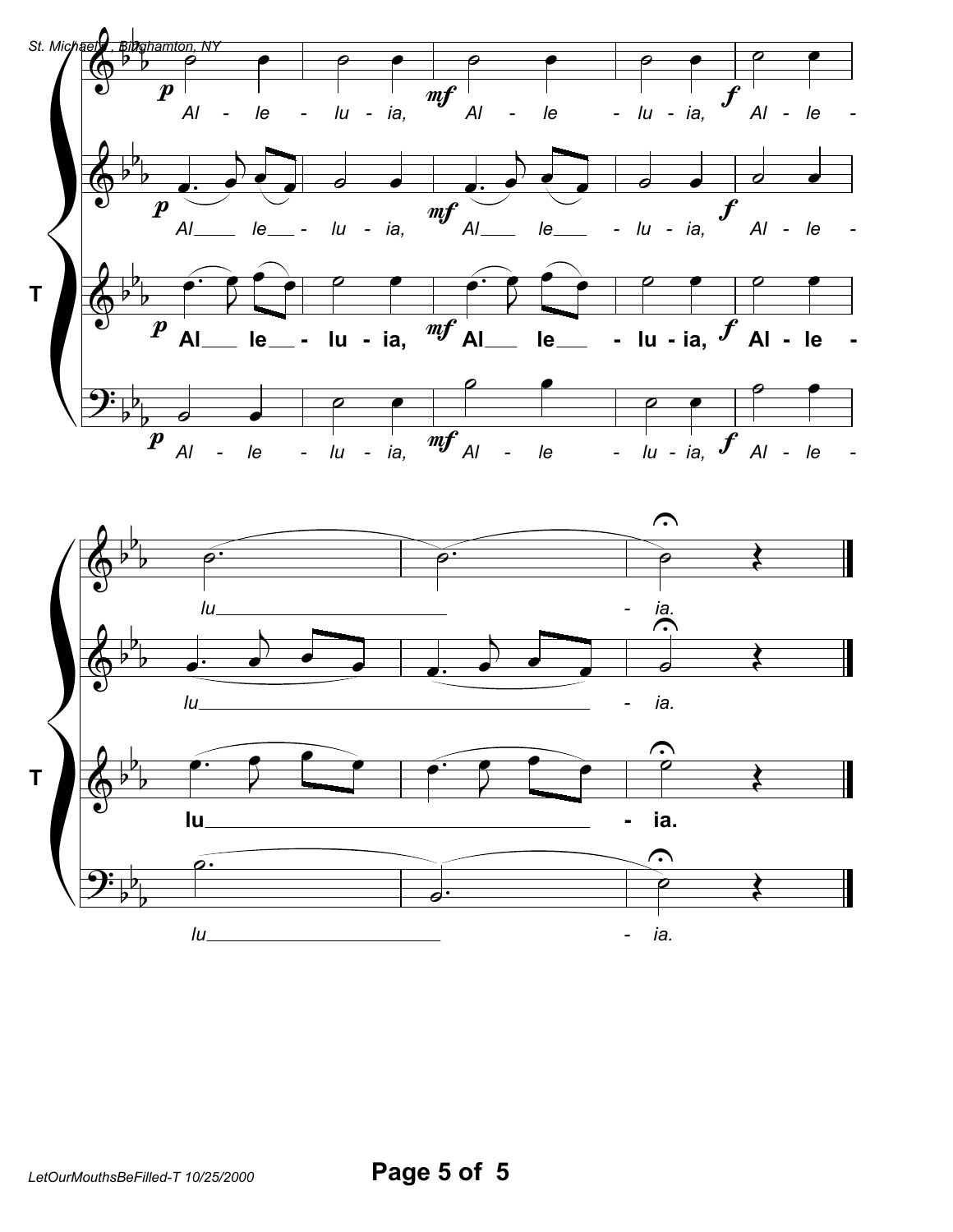Al - le - lu - ia, Al - le - lu - ia, Al - le - lu - ia.